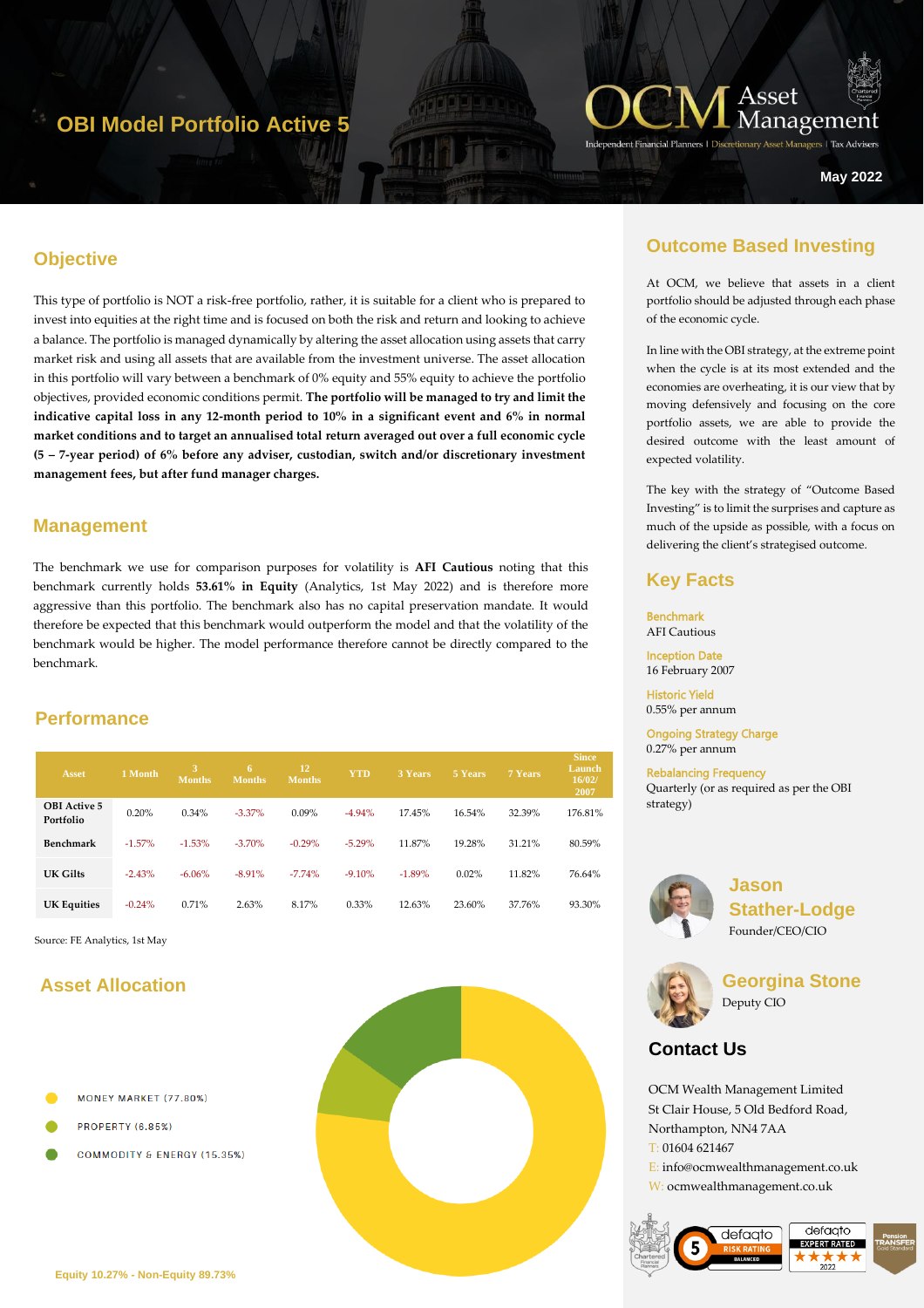# OBI Model Portfolio Active 5

OCM Asset Management

Independent Financial Planners | Discretionary Asset Managers | Tax Advisers

May 2022

## Objective

This type of portfolio is NOT a risk-free portfolio, rather, it is suitable for a client who is prepared to invest into equities at the right time and is focused on both the risk and return and looking to achieve a balance. The portfolio is managed dynamically by altering the asset allocation using assets that carry market risk and using all assets that are available from the investment universe. The asset allocation in this portfolio will vary between a benchmark of 0% equity and 55% equity to achieve the portfolio objectives, provided economic conditions permit. **The portfolio will be managed to try and limit the indicative capital loss in any 12-month period to 10% in a significant event and 6% in normal market conditions and to target an annualised total return averaged out over a full economic cycle (5 – 7-year period) of 6% before any adviser, custodian, switch and/or discretionary investment management fees, but after fund manager charges.**

## Management

The benchmark we use for comparison purposes for volatility is **AFI Cautious** noting that this benchmark currently holds **53.61% in Equity** (Analytics, 1st May 2022) and is therefore more aggressive than this portfolio. The benchmark also has no capital preservation mandate. It would therefore be expected that this benchmark would outperform the model and that the volatility of the benchmark would be higher. The model performance therefore cannot be directly compared to the benchmark.

## Performance

| Asset | 1 Month | 3 Months | 6 Months | 12 Months | YTD | 3 Years | 5 Years | 7 Years | Since Launch 16/02/2007 |
|---|---|---|---|---|---|---|---|---|---|
| OBI Active 5 Portfolio | 0.20% | 0.34% | -3.37% | 0.09% | -4.94% | 17.45% | 16.54% | 32.39% | 176.81% |
| Benchmark | -1.57% | -1.53% | -3.70% | -0.29% | -5.29% | 11.87% | 19.28% | 31.21% | 80.59% |
| UK Gilts | -2.43% | -6.06% | -8.91% | -7.74% | -9.10% | -1.89% | 0.02% | 11.82% | 76.64% |
| UK Equities | -0.24% | 0.71% | 2.63% | 8.17% | 0.33% | 12.63% | 23.60% | 37.76% | 93.30% |

Source: FE Analytics, 1st May

## Asset Allocation

- MONEY MARKET (77.80%)
- PROPERTY (6.85%)
- COMMODITY & ENERGY (15.35%)

Equity 10.27% - Non-Equity 89.73%

## Outcome Based Investing

At OCM, we believe that assets in a client portfolio should be adjusted through each phase of the economic cycle.

In line with the OBI strategy, at the extreme point when the cycle is at its most extended and the economies are overheating, it is our view that by moving defensively and focusing on the core portfolio assets, we are able to provide the desired outcome with the least amount of expected volatility.

The key with the strategy of "Outcome Based Investing" is to limit the surprises and capture as much of the upside as possible, with a focus on delivering the client's strategised outcome.

## Key Facts

**Benchmark**
AFI Cautious

**Inception Date**
16 February 2007

**Historic Yield**
0.55% per annum

**Ongoing Strategy Charge**
0.27% per annum

**Rebalancing Frequency**
Quarterly (or as required as per the OBI strategy)

**Jason Stather-Lodge**
Founder/CEO/CIO

**Georgina Stone**
Deputy CIO

## Contact Us

OCM Wealth Management Limited
St Clair House, 5 Old Bedford Road,
Northampton, NN4 7AA
T: 01604 621467
E: info@ocmwealthmanagement.co.uk
W: ocmwealthmanagement.co.uk

defaqto 5 RISK RATING BALANCED | defaqto EXPERT RATED 2022 | Pension Transfer Gold Standard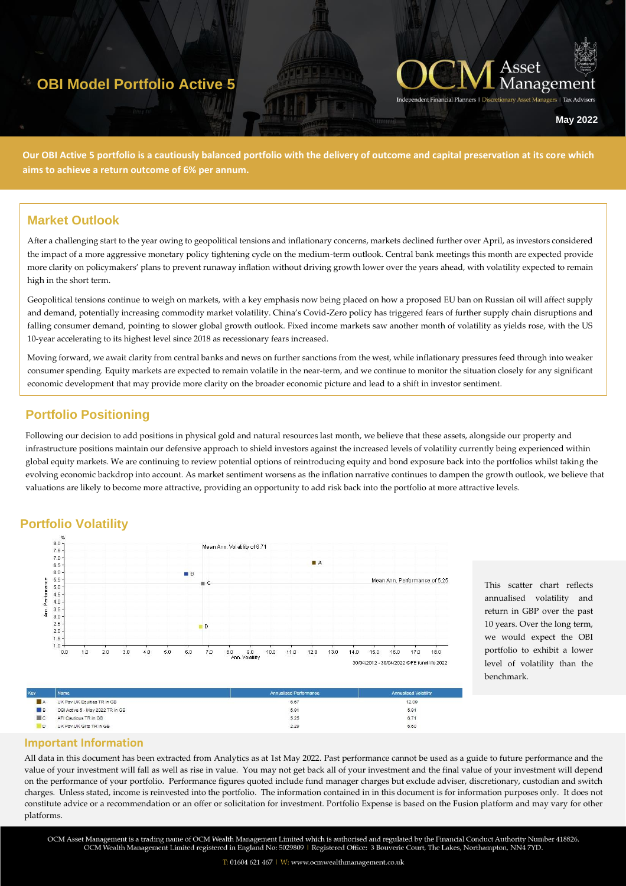# OBI Model Portfolio Active 5

OCM Asset Management

Independent Financial Planners | Discretionary Asset Managers | Tax Advisers

May 2022

**Our OBI Active 5 portfolio is a cautiously balanced portfolio with the delivery of outcome and capital preservation at its core which aims to achieve a return outcome of 6% per annum.**

## Market Outlook

After a challenging start to the year owing to geopolitical tensions and inflationary concerns, markets declined further over April, as investors considered the impact of a more aggressive monetary policy tightening cycle on the medium-term outlook. Central bank meetings this month are expected provide more clarity on policymakers' plans to prevent runaway inflation without driving growth lower over the years ahead, with volatility expected to remain high in the short term.

Geopolitical tensions continue to weigh on markets, with a key emphasis now being placed on how a proposed EU ban on Russian oil will affect supply and demand, potentially increasing commodity market volatility. China's Covid-Zero policy has triggered fears of further supply chain disruptions and falling consumer demand, pointing to slower global growth outlook. Fixed income markets saw another month of volatility as yields rose, with the US 10-year accelerating to its highest level since 2018 as recessionary fears increased.

Moving forward, we await clarity from central banks and news on further sanctions from the west, while inflationary pressures feed through into weaker consumer spending. Equity markets are expected to remain volatile in the near-term, and we continue to monitor the situation closely for any significant economic development that may provide more clarity on the broader economic picture and lead to a shift in investor sentiment.

## Portfolio Positioning

Following our decision to add positions in physical gold and natural resources last month, we believe that these assets, alongside our property and infrastructure positions maintain our defensive approach to shield investors against the increased levels of volatility currently being experienced within global equity markets. We are continuing to review potential options of reintroducing equity and bond exposure back into the portfolios whilst taking the evolving economic backdrop into account. As market sentiment worsens as the inflation narrative continues to dampen the growth outlook, we believe that valuations are likely to become more attractive, providing an opportunity to add risk back into the portfolio at more attractive levels.

## Portfolio Volatility

%

Mean Ann. Volatility of 6.71

Mean Ann. Performance of 5.25

Ann. Performance

Ann. Volatility

30/04/2012 - 30/04/2022 ©FE fundinfo 2022

| Key | Name | Annualised Performance | Annualised Volatility |
|---|---|---|---|
| A | UK Psv UK Equities TR in GB | 6.67 | 12.09 |
| B | OBI Active 5 - May 2022 TR in GB | 5.91 | 5.91 |
| C | AFI Cautious TR in GB | 5.25 | 6.71 |
| D | UK Psv UK Gilts TR in GB | 2.29 | 6.60 |

This scatter chart reflects annualised volatility and return in GBP over the past 10 years. Over the long term, we would expect the OBI portfolio to exhibit a lower level of volatility than the benchmark.

## Important Information

All data in this document has been extracted from Analytics as at 1st May 2022. Past performance cannot be used as a guide to future performance and the value of your investment will fall as well as rise in value. You may not get back all of your investment and the final value of your investment will depend on the performance of your portfolio. Performance figures quoted include fund manager charges but exclude adviser, discretionary, custodian and switch charges. Unless stated, income is reinvested into the portfolio. The information contained in in this document is for information purposes only. It does not constitute advice or a recommendation or an offer or solicitation for investment. Portfolio Expense is based on the Fusion platform and may vary for other platforms.

OCM Asset Management is a trading name of OCM Wealth Management Limited which is authorised and regulated by the Financial Conduct Authority Number 418826. OCM Wealth Management Limited registered in England No: 5029809 | Registered Office: 3 Bouverie Court, The Lakes, Northampton, NN4 7YD.

T: 01604 621 467 | W: www.ocmwealthmanagement.co.uk